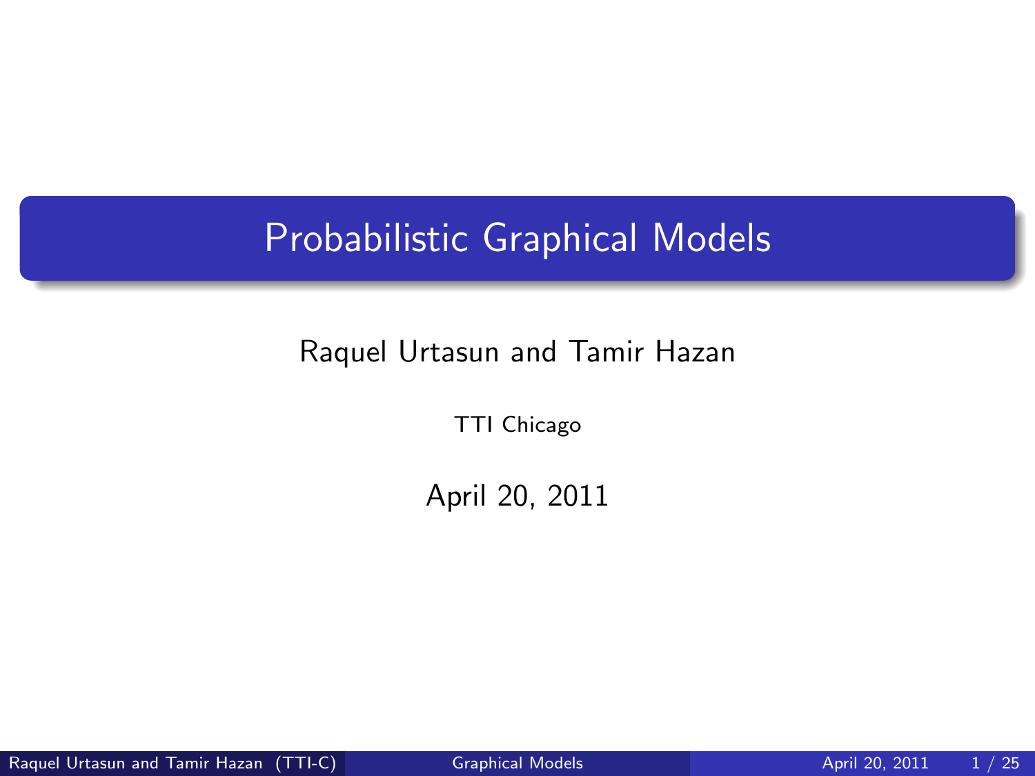# Probabilistic Graphical Models

Raquel Urtasun and Tamir Hazan

TTI Chicago

April 20, 2011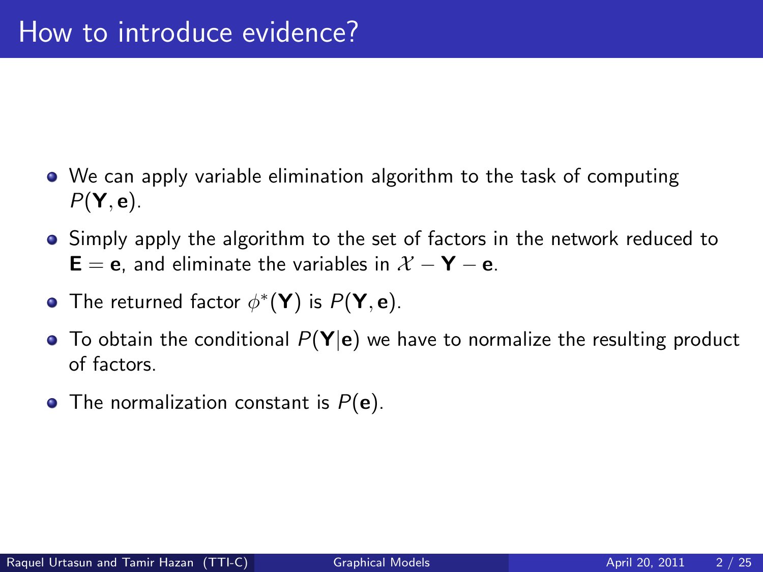# How to introduce evidence?

- We can apply variable elimination algorithm to the task of computing $P(\mathbf{Y}, \mathbf{e})$.
- Simply apply the algorithm to the set of factors in the network reduced to $\mathbf{E} = \mathbf{e}$, and eliminate the variables in $\mathcal{X} - \mathbf{Y} - \mathbf{e}$.
- The returned factor $\phi^*(\mathbf{Y})$ is $P(\mathbf{Y}, \mathbf{e})$.
- To obtain the conditional $P(\mathbf{Y}|\mathbf{e})$ we have to normalize the resulting product of factors.
- The normalization constant is $P(\mathbf{e})$.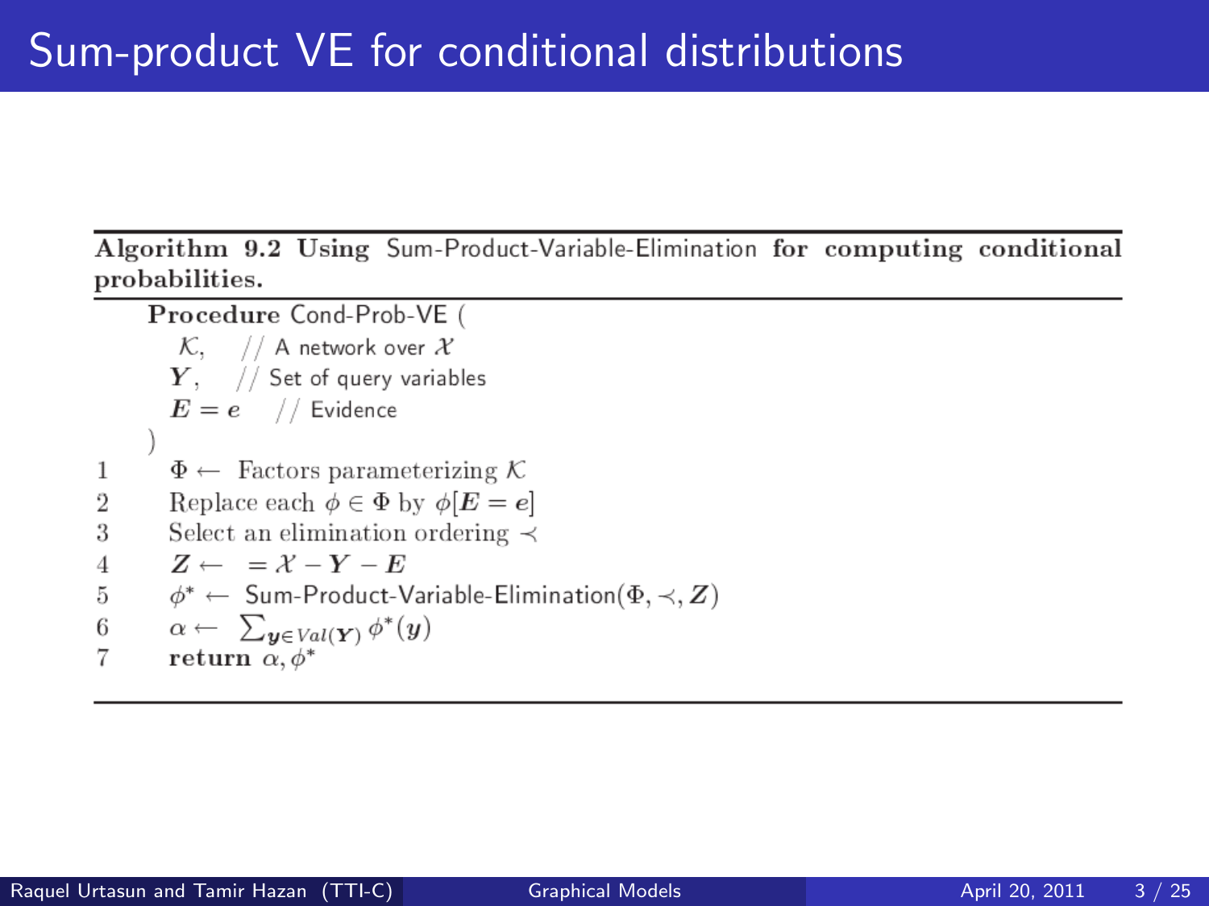# Sum-product VE for conditional distributions

**Algorithm 9.2 Using** Sum-Product-Variable-Elimination **for computing conditional probabilities.**

```
    Procedure Cond-Prob-VE (
      K,    // A network over X
      Y,    // Set of query variables
      E = e    // Evidence
    )
1     Φ ← Factors parameterizing K
2     Replace each φ ∈ Φ by φ[E = e]
3     Select an elimination ordering ≺
4     Z ←  = X − Y − E
5     φ* ← Sum-Product-Variable-Elimination(Φ, ≺, Z)
6     α ← Σ_{y ∈ Val(Y)} φ*(y)
7     return α, φ*
```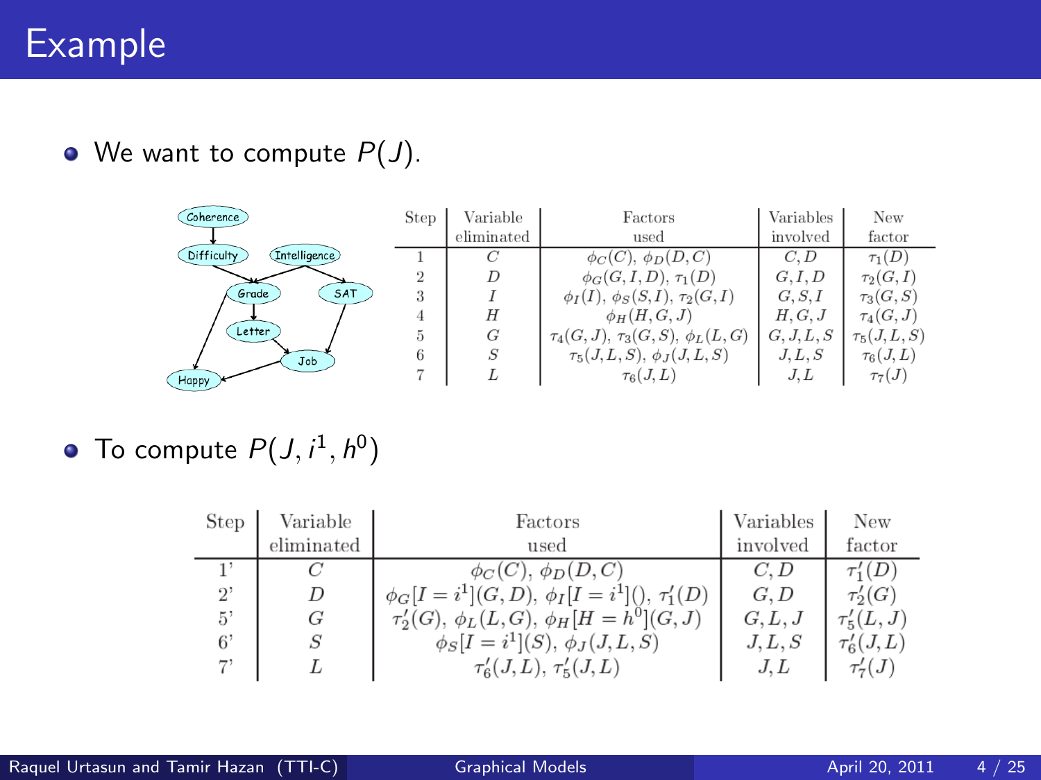# Example

- We want to compute $P(J)$.

| Step | Variable eliminated | Factors used | Variables involved | New factor |
|---|---|---|---|---|
| 1 | $C$ | $\phi_C(C)$, $\phi_D(D,C)$ | $C, D$ | $\tau_1(D)$ |
| 2 | $D$ | $\phi_G(G,I,D)$, $\tau_1(D)$ | $G, I, D$ | $\tau_2(G,I)$ |
| 3 | $I$ | $\phi_I(I)$, $\phi_S(S,I)$, $\tau_2(G,I)$ | $G, S, I$ | $\tau_3(G,S)$ |
| 4 | $H$ | $\phi_H(H,G,J)$ | $H, G, J$ | $\tau_4(G,J)$ |
| 5 | $G$ | $\tau_4(G,J)$, $\tau_3(G,S)$, $\phi_L(L,G)$ | $G, J, L, S$ | $\tau_5(J,L,S)$ |
| 6 | $S$ | $\tau_5(J,L,S)$, $\phi_J(J,L,S)$ | $J, L, S$ | $\tau_6(J,L)$ |
| 7 | $L$ | $\tau_6(J,L)$ | $J, L$ | $\tau_7(J)$ |

- To compute $P(J, i^1, h^0)$

| Step | Variable eliminated | Factors used | Variables involved | New factor |
|---|---|---|---|---|
| 1' | $C$ | $\phi_C(C)$, $\phi_D(D,C)$ | $C, D$ | $\tau'_1(D)$ |
| 2' | $D$ | $\phi_G[I=i^1](G,D)$, $\phi_I[I=i^1]()$, $\tau'_1(D)$ | $G, D$ | $\tau'_2(G)$ |
| 5' | $G$ | $\tau'_2(G)$, $\phi_L(L,G)$, $\phi_H[H=h^0](G,J)$ | $G, L, J$ | $\tau'_5(L,J)$ |
| 6' | $S$ | $\phi_S[I=i^1](S)$, $\phi_J(J,L,S)$ | $J, L, S$ | $\tau'_6(J,L)$ |
| 7' | $L$ | $\tau'_6(J,L)$, $\tau'_5(J,L)$ | $J, L$ | $\tau'_7(J)$ |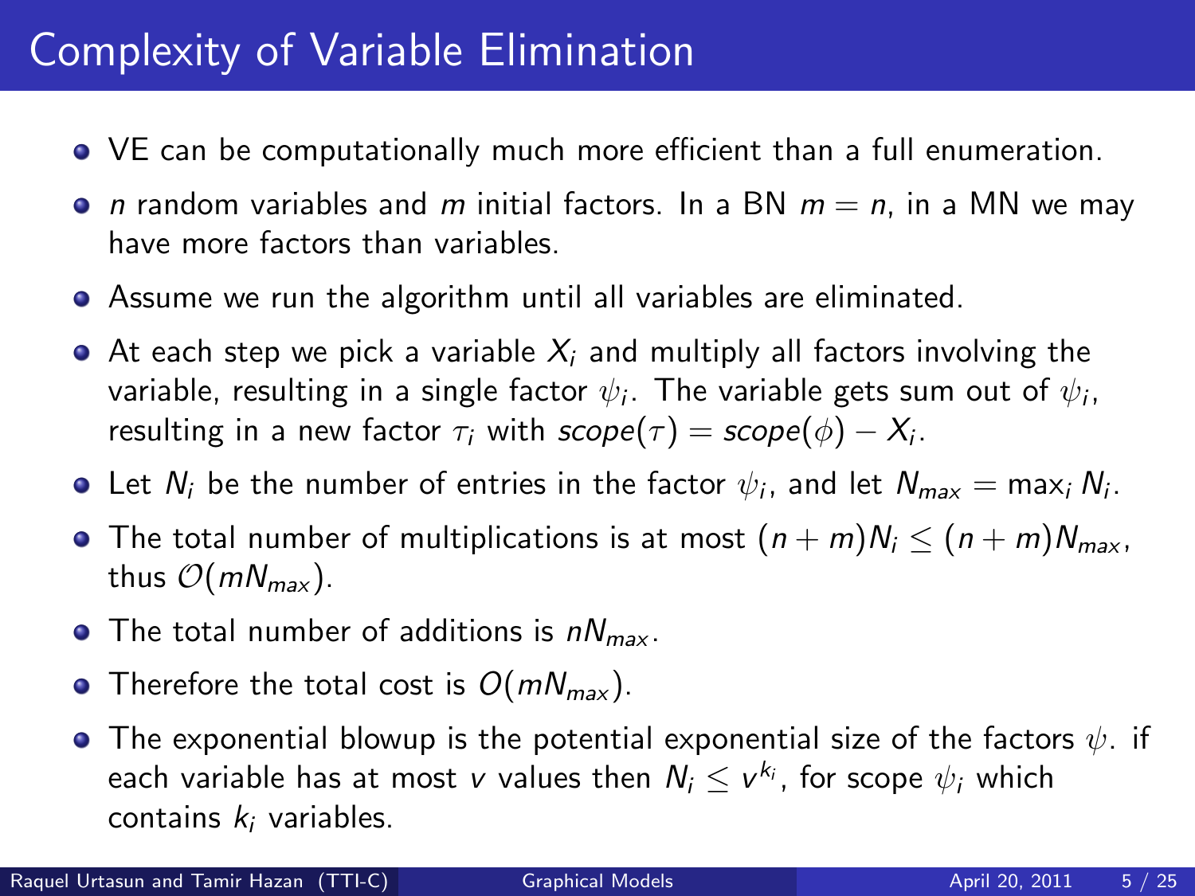# Complexity of Variable Elimination

- VE can be computationally much more efficient than a full enumeration.
- $n$ random variables and $m$ initial factors. In a BN $m = n$, in a MN we may have more factors than variables.
- Assume we run the algorithm until all variables are eliminated.
- At each step we pick a variable $X_i$ and multiply all factors involving the variable, resulting in a single factor $\psi_i$. The variable gets sum out of $\psi_i$, resulting in a new factor $\tau_i$ with $scope(\tau) = scope(\phi) - X_i$.
- Let $N_i$ be the number of entries in the factor $\psi_i$, and let $N_{max} = \max_i N_i$.
- The total number of multiplications is at most $(n+m)N_i \leq (n+m)N_{max}$, thus $\mathcal{O}(mN_{max})$.
- The total number of additions is $nN_{max}$.
- Therefore the total cost is $O(mN_{max})$.
- The exponential blowup is the potential exponential size of the factors $\psi$. if each variable has at most $v$ values then $N_i \leq v^{k_i}$, for scope $\psi_i$ which contains $k_i$ variables.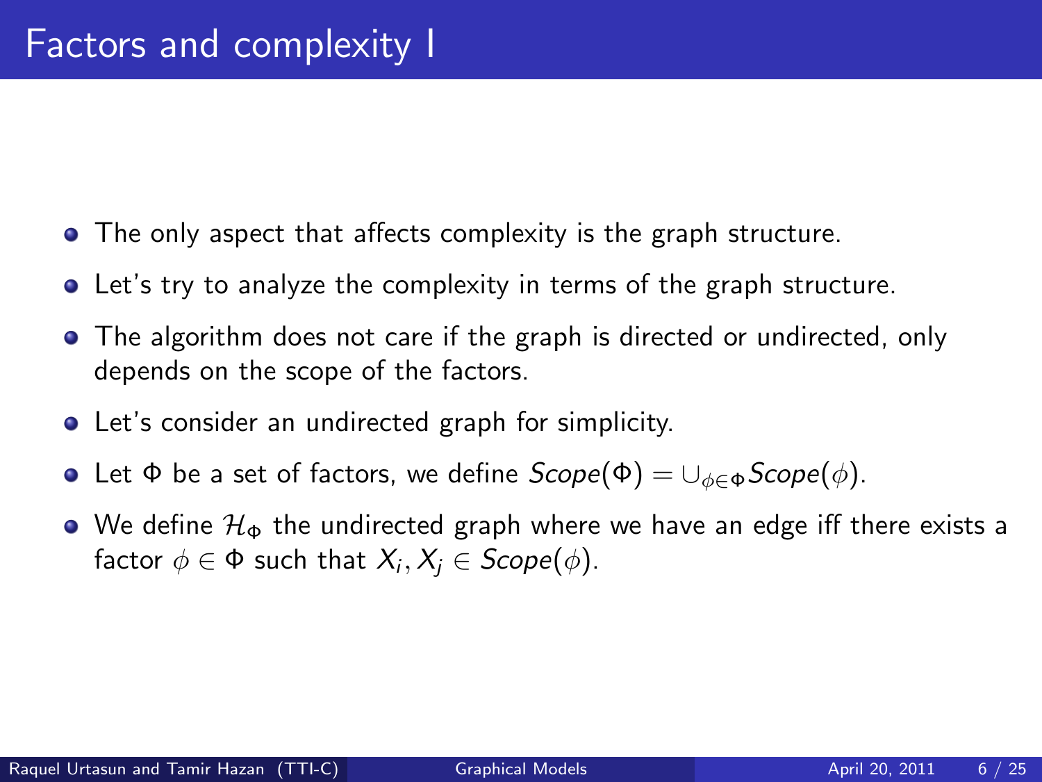# Factors and complexity I

- The only aspect that affects complexity is the graph structure.
- Let's try to analyze the complexity in terms of the graph structure.
- The algorithm does not care if the graph is directed or undirected, only depends on the scope of the factors.
- Let's consider an undirected graph for simplicity.
- Let $\Phi$ be a set of factors, we define $Scope(\Phi) = \cup_{\phi \in \Phi} Scope(\phi)$.
- We define $\mathcal{H}_\Phi$ the undirected graph where we have an edge iff there exists a factor $\phi \in \Phi$ such that $X_i, X_j \in Scope(\phi)$.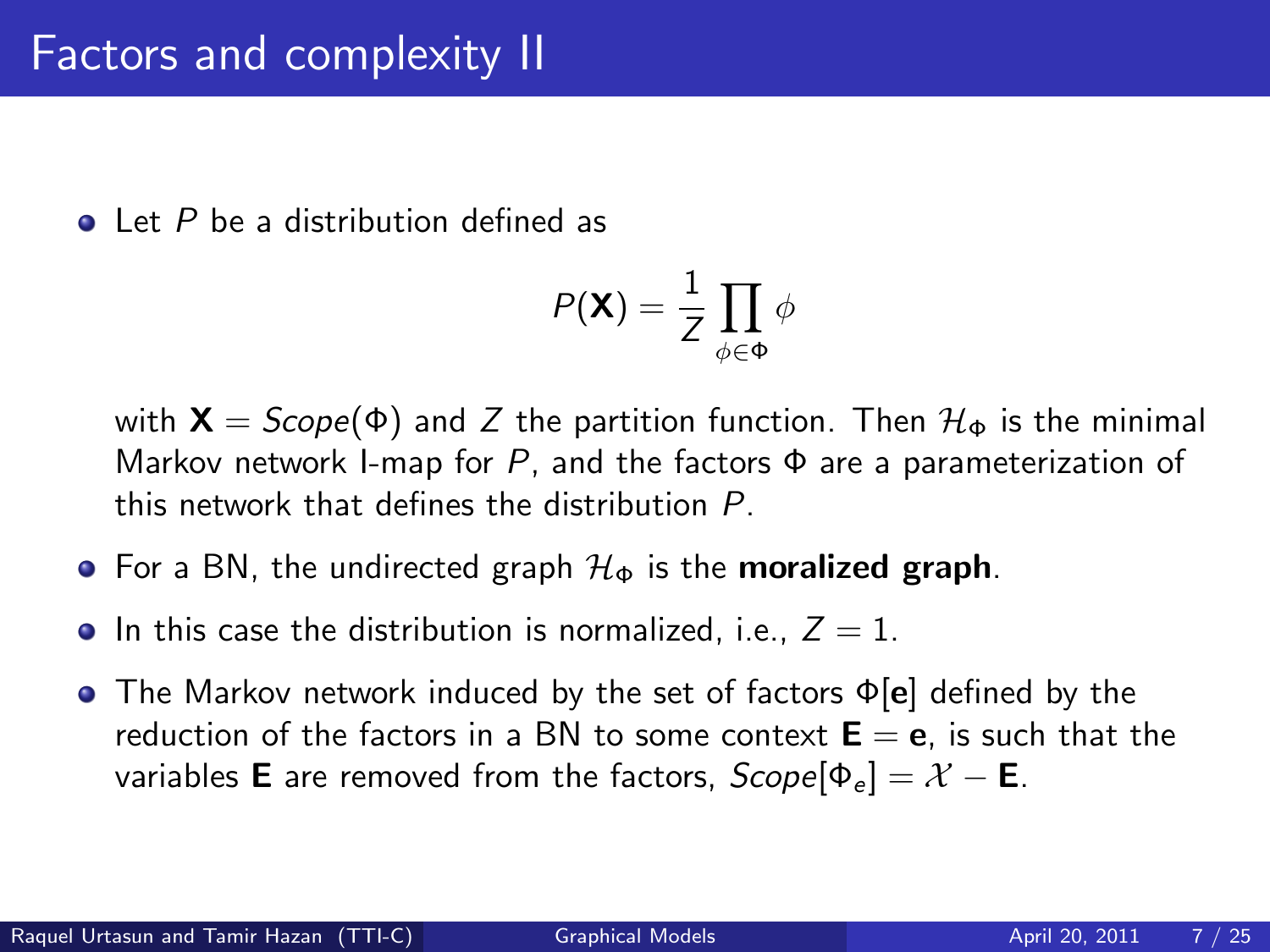# Factors and complexity II

- Let $P$ be a distribution defined as

$$P(\mathbf{X}) = \frac{1}{Z} \prod_{\phi \in \Phi} \phi$$

  with $\mathbf{X} = Scope(\Phi)$ and $Z$ the partition function. Then $\mathcal{H}_\Phi$ is the minimal Markov network I-map for $P$, and the factors $\Phi$ are a parameterization of this network that defines the distribution $P$.

- For a BN, the undirected graph $\mathcal{H}_\Phi$ is the **moralized graph**.
- In this case the distribution is normalized, i.e., $Z = 1$.
- The Markov network induced by the set of factors $\Phi[\mathbf{e}]$ defined by the reduction of the factors in a BN to some context $\mathbf{E} = \mathbf{e}$, is such that the variables $\mathbf{E}$ are removed from the factors, $Scope[\Phi_e] = \mathcal{X} - \mathbf{E}$.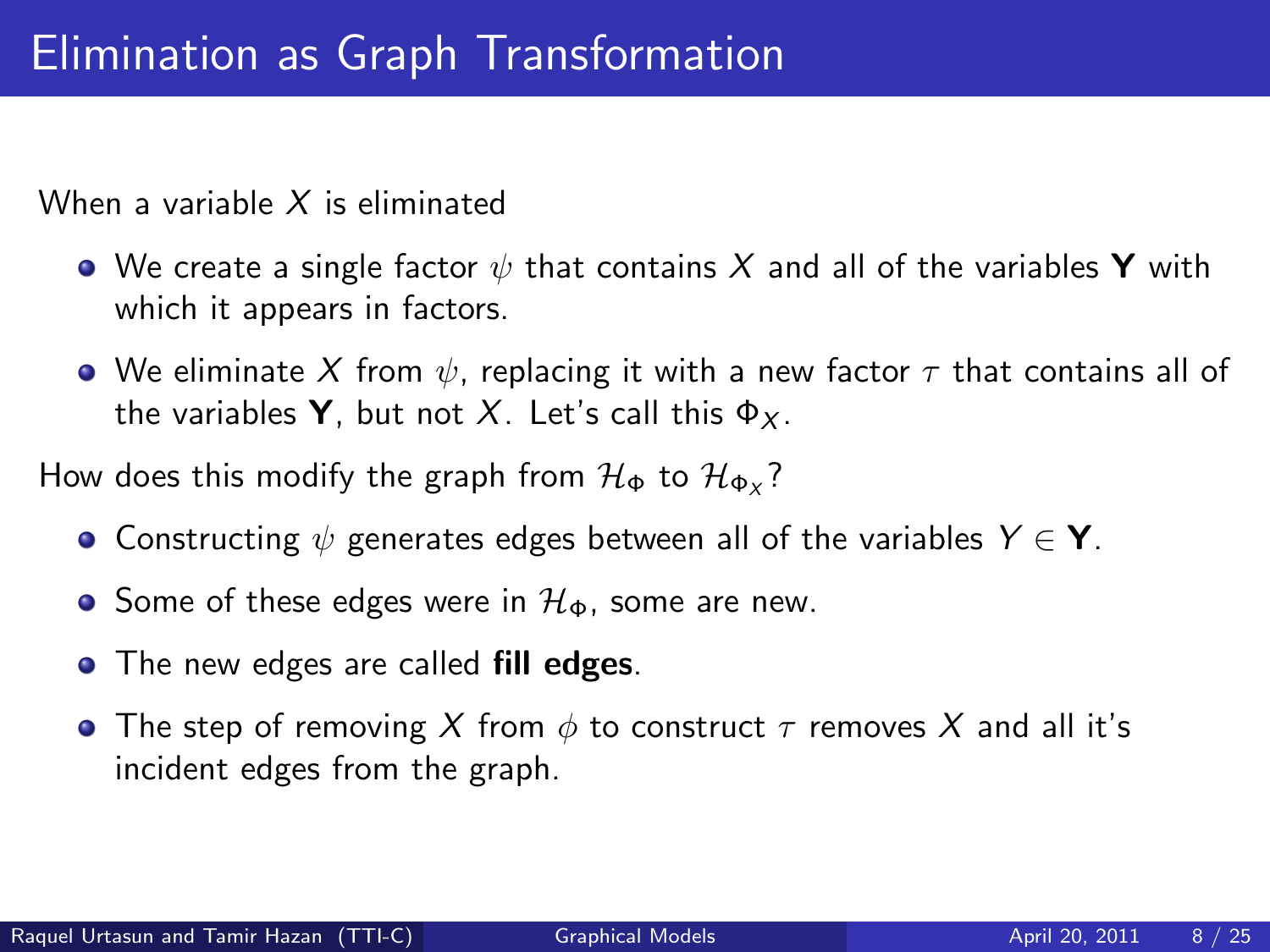# Elimination as Graph Transformation

When a variable $X$ is eliminated

- We create a single factor $\psi$ that contains $X$ and all of the variables $\mathbf{Y}$ with which it appears in factors.
- We eliminate $X$ from $\psi$, replacing it with a new factor $\tau$ that contains all of the variables $\mathbf{Y}$, but not $X$. Let's call this $\Phi_X$.

How does this modify the graph from $\mathcal{H}_\Phi$ to $\mathcal{H}_{\Phi_X}$?

- Constructing $\psi$ generates edges between all of the variables $Y \in \mathbf{Y}$.
- Some of these edges were in $\mathcal{H}_\Phi$, some are new.
- The new edges are called **fill edges**.
- The step of removing $X$ from $\phi$ to construct $\tau$ removes $X$ and all it's incident edges from the graph.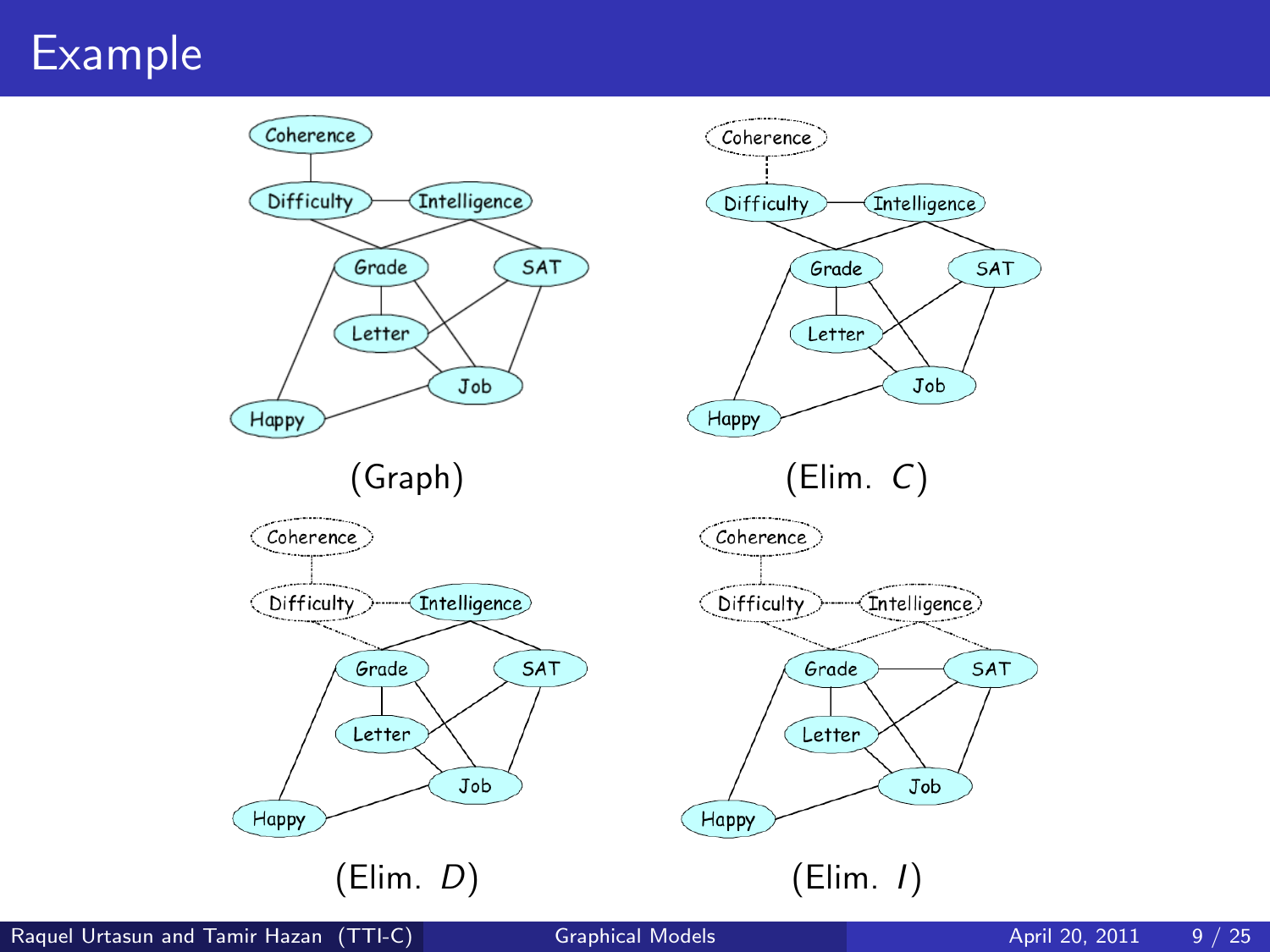# Example

Coherence, Difficulty, Intelligence, Grade, SAT, Letter, Job, Happy

(Graph)

(Elim. $C$)

(Elim. $D$)

(Elim. $I$)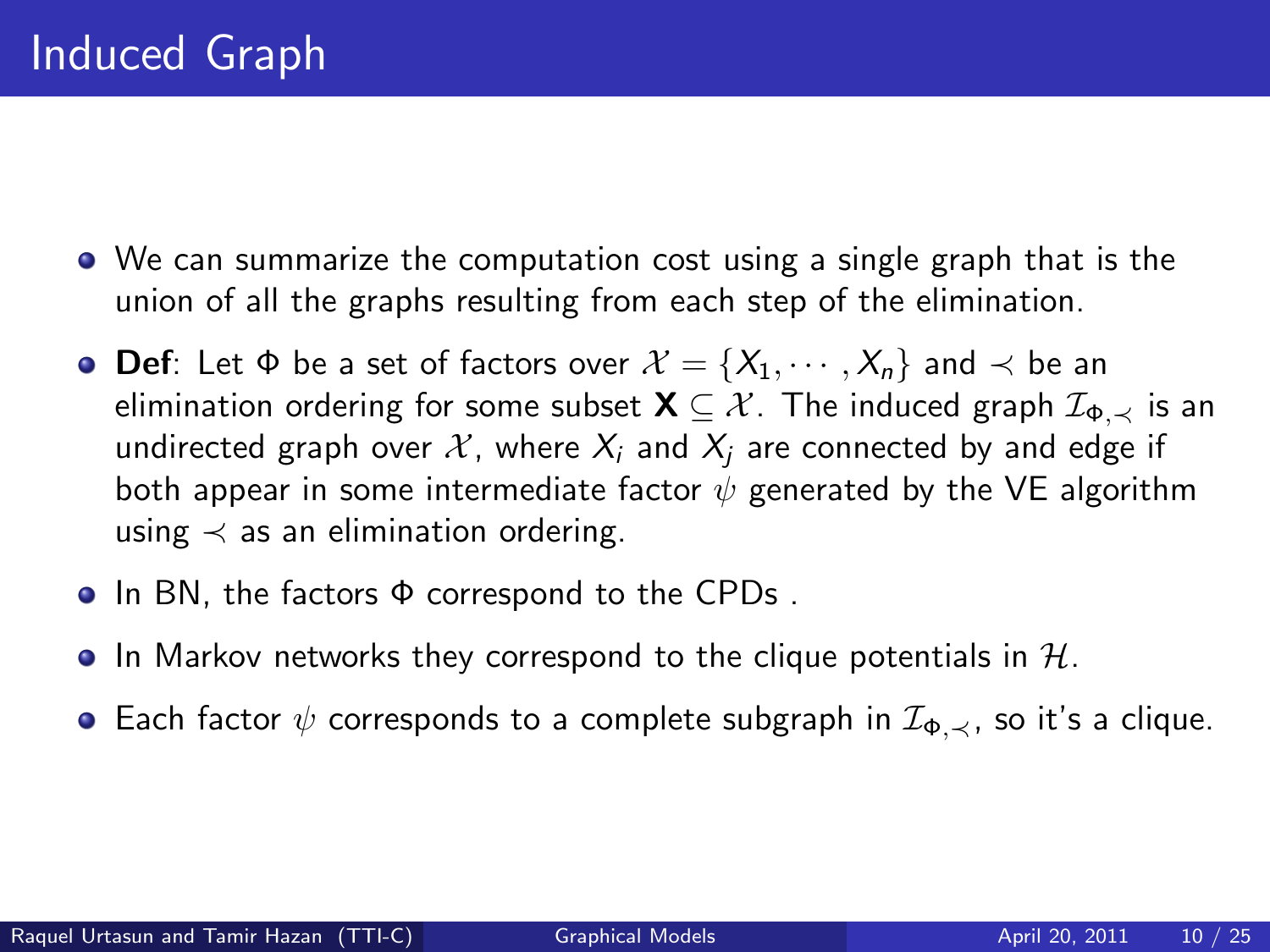# Induced Graph

- We can summarize the computation cost using a single graph that is the union of all the graphs resulting from each step of the elimination.
- **Def**: Let $\Phi$ be a set of factors over $\mathcal{X} = \{X_1, \cdots, X_n\}$ and $\prec$ be an elimination ordering for some subset $\mathbf{X} \subseteq \mathcal{X}$. The induced graph $\mathcal{I}_{\Phi,\prec}$ is an undirected graph over $\mathcal{X}$, where $X_i$ and $X_j$ are connected by and edge if both appear in some intermediate factor $\psi$ generated by the VE algorithm using $\prec$ as an elimination ordering.
- In BN, the factors $\Phi$ correspond to the CPDs .
- In Markov networks they correspond to the clique potentials in $\mathcal{H}$.
- Each factor $\psi$ corresponds to a complete subgraph in $\mathcal{I}_{\Phi,\prec}$, so it's a clique.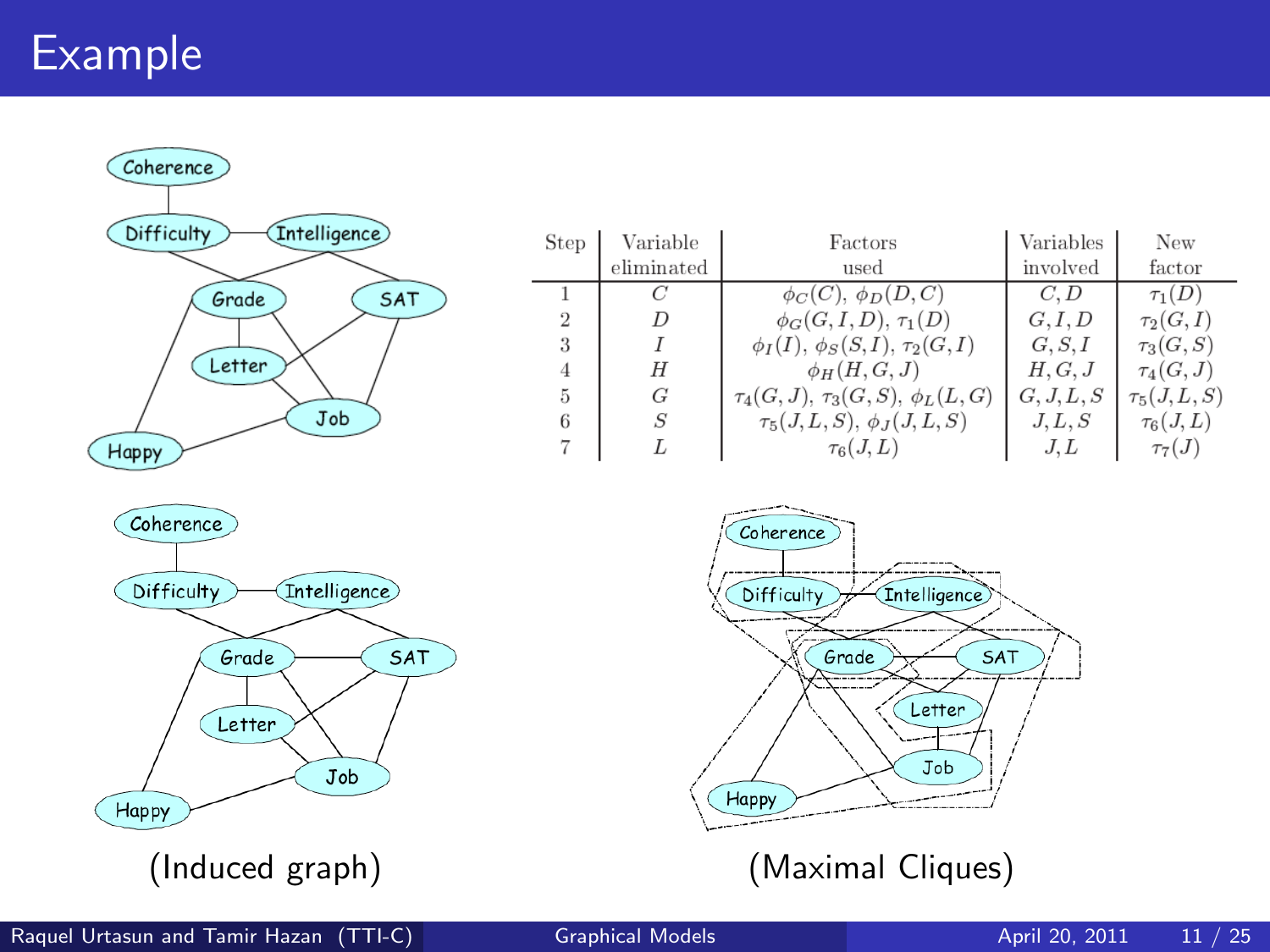# Example

| Step | Variable eliminated | Factors used | Variables involved | New factor |
|---|---|---|---|---|
| 1 | $C$ | $\phi_C(C)$, $\phi_D(D,C)$ | $C, D$ | $\tau_1(D)$ |
| 2 | $D$ | $\phi_G(G,I,D)$, $\tau_1(D)$ | $G, I, D$ | $\tau_2(G,I)$ |
| 3 | $I$ | $\phi_I(I)$, $\phi_S(S,I)$, $\tau_2(G,I)$ | $G, S, I$ | $\tau_3(G,S)$ |
| 4 | $H$ | $\phi_H(H,G,J)$ | $H, G, J$ | $\tau_4(G,J)$ |
| 5 | $G$ | $\tau_4(G,J)$, $\tau_3(G,S)$, $\phi_L(L,G)$ | $G, J, L, S$ | $\tau_5(J,L,S)$ |
| 6 | $S$ | $\tau_5(J,L,S)$, $\phi_J(J,L,S)$ | $J, L, S$ | $\tau_6(J,L)$ |
| 7 | $L$ | $\tau_6(J,L)$ | $J, L$ | $\tau_7(J)$ |

(Induced graph)

(Maximal Cliques)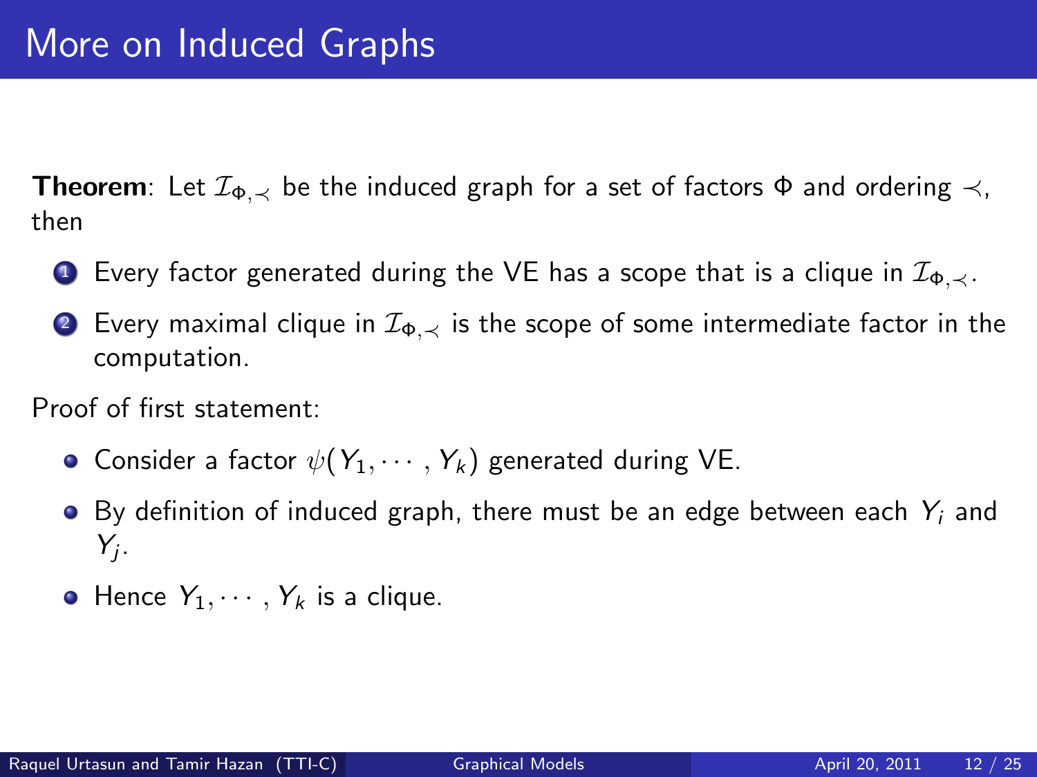# More on Induced Graphs

**Theorem**: Let $\mathcal{I}_{\Phi,\prec}$ be the induced graph for a set of factors $\Phi$ and ordering $\prec$, then

1. Every factor generated during the VE has a scope that is a clique in $\mathcal{I}_{\Phi,\prec}$.
2. Every maximal clique in $\mathcal{I}_{\Phi,\prec}$ is the scope of some intermediate factor in the computation.

Proof of first statement:

- Consider a factor $\psi(Y_1, \cdots, Y_k)$ generated during VE.
- By definition of induced graph, there must be an edge between each $Y_i$ and $Y_j$.
- Hence $Y_1, \cdots, Y_k$ is a clique.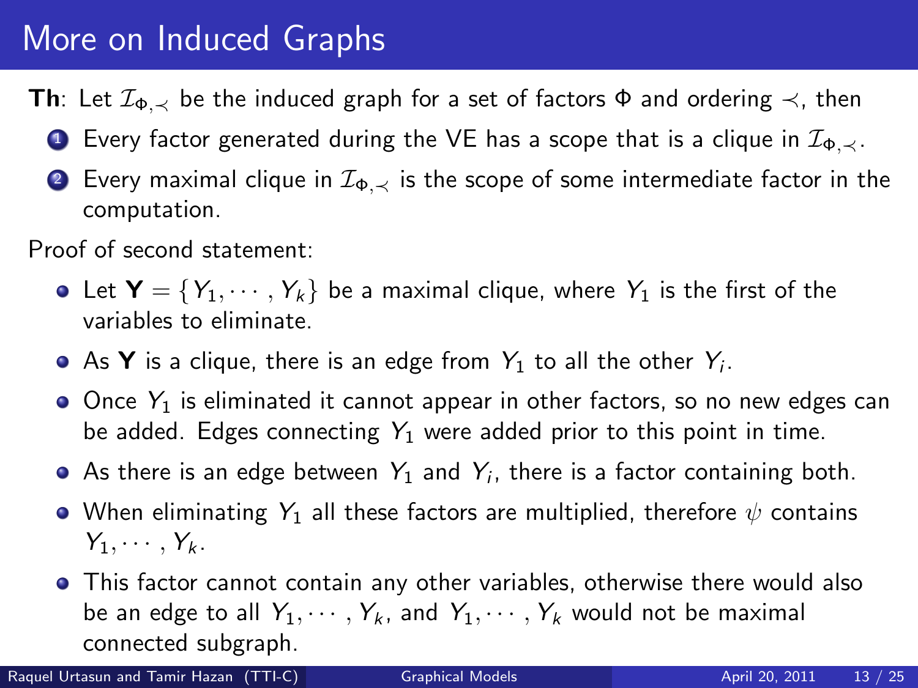# More on Induced Graphs

**Th**: Let $\mathcal{I}_{\Phi,\prec}$ be the induced graph for a set of factors $\Phi$ and ordering $\prec$, then

1. Every factor generated during the VE has a scope that is a clique in $\mathcal{I}_{\Phi,\prec}$.
2. Every maximal clique in $\mathcal{I}_{\Phi,\prec}$ is the scope of some intermediate factor in the computation.

Proof of second statement:

- Let $\mathbf{Y} = \{Y_1, \cdots, Y_k\}$ be a maximal clique, where $Y_1$ is the first of the variables to eliminate.
- As $\mathbf{Y}$ is a clique, there is an edge from $Y_1$ to all the other $Y_i$.
- Once $Y_1$ is eliminated it cannot appear in other factors, so no new edges can be added. Edges connecting $Y_1$ were added prior to this point in time.
- As there is an edge between $Y_1$ and $Y_i$, there is a factor containing both.
- When eliminating $Y_1$ all these factors are multiplied, therefore $\psi$ contains $Y_1, \cdots, Y_k$.
- This factor cannot contain any other variables, otherwise there would also be an edge to all $Y_1, \cdots, Y_k$, and $Y_1, \cdots, Y_k$ would not be maximal connected subgraph.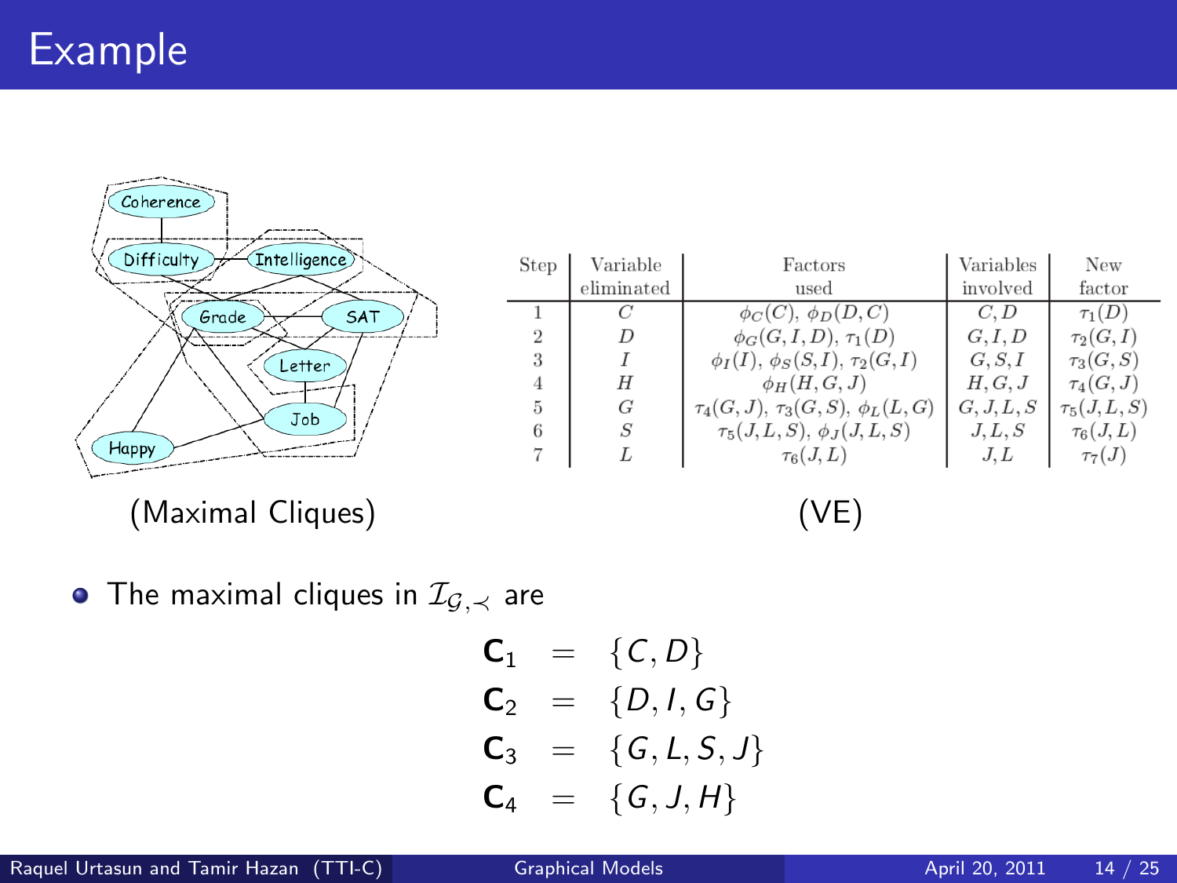# Example

(Maximal Cliques)

| Step | Variable eliminated | Factors used | Variables involved | New factor |
|---|---|---|---|---|
| 1 | $C$ | $\phi_C(C)$, $\phi_D(D,C)$ | $C, D$ | $\tau_1(D)$ |
| 2 | $D$ | $\phi_G(G,I,D)$, $\tau_1(D)$ | $G, I, D$ | $\tau_2(G,I)$ |
| 3 | $I$ | $\phi_I(I)$, $\phi_S(S,I)$, $\tau_2(G,I)$ | $G, S, I$ | $\tau_3(G,S)$ |
| 4 | $H$ | $\phi_H(H,G,J)$ | $H, G, J$ | $\tau_4(G,J)$ |
| 5 | $G$ | $\tau_4(G,J)$, $\tau_3(G,S)$, $\phi_L(L,G)$ | $G, J, L, S$ | $\tau_5(J,L,S)$ |
| 6 | $S$ | $\tau_5(J,L,S)$, $\phi_J(J,L,S)$ | $J, L, S$ | $\tau_6(J,L)$ |
| 7 | $L$ | $\tau_6(J,L)$ | $J, L$ | $\tau_7(J)$ |

(VE)

- The maximal cliques in $\mathcal{I}_{\mathcal{G},\prec}$ are

$$
\begin{aligned}
\mathbf{C}_1 &= \{C, D\} \\
\mathbf{C}_2 &= \{D, I, G\} \\
\mathbf{C}_3 &= \{G, L, S, J\} \\
\mathbf{C}_4 &= \{G, J, H\}
\end{aligned}
$$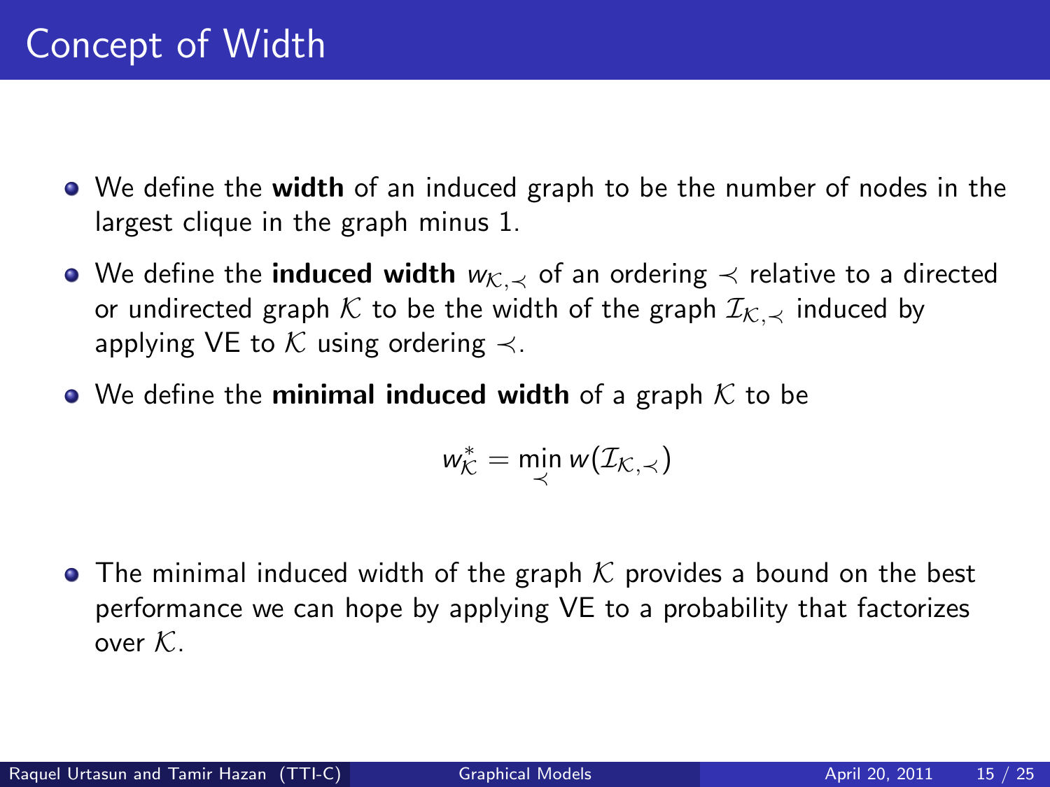# Concept of Width

- We define the **width** of an induced graph to be the number of nodes in the largest clique in the graph minus 1.
- We define the **induced width** $w_{\mathcal{K},\prec}$ of an ordering $\prec$ relative to a directed or undirected graph $\mathcal{K}$ to be the width of the graph $\mathcal{I}_{\mathcal{K},\prec}$ induced by applying VE to $\mathcal{K}$ using ordering $\prec$.
- We define the **minimal induced width** of a graph $\mathcal{K}$ to be

$$w^*_{\mathcal{K}} = \min_{\prec} w(\mathcal{I}_{\mathcal{K},\prec})$$

- The minimal induced width of the graph $\mathcal{K}$ provides a bound on the best performance we can hope by applying VE to a probability that factorizes over $\mathcal{K}$.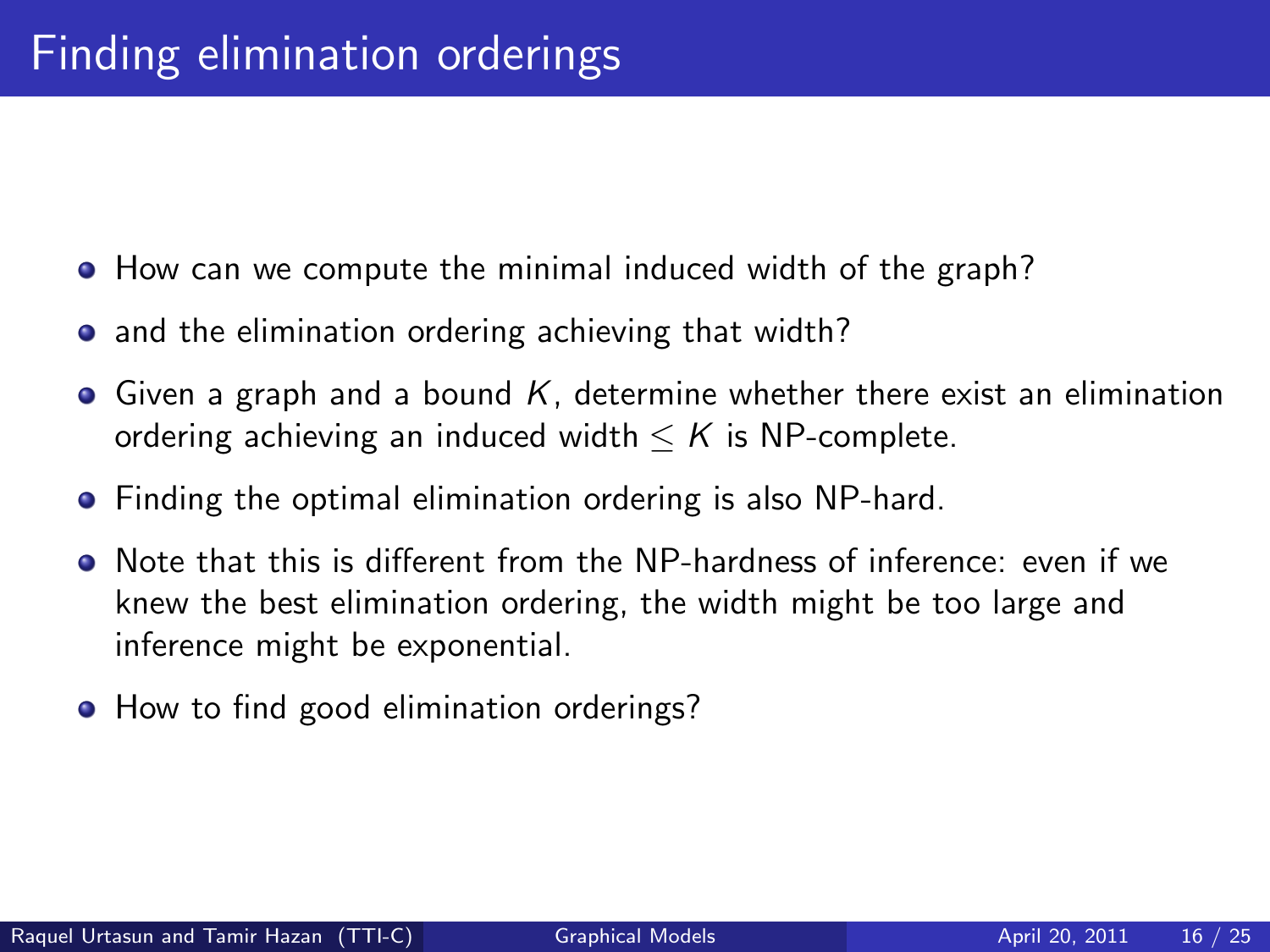# Finding elimination orderings

- How can we compute the minimal induced width of the graph?
- and the elimination ordering achieving that width?
- Given a graph and a bound $K$, determine whether there exist an elimination ordering achieving an induced width $\leq K$ is NP-complete.
- Finding the optimal elimination ordering is also NP-hard.
- Note that this is different from the NP-hardness of inference: even if we knew the best elimination ordering, the width might be too large and inference might be exponential.
- How to find good elimination orderings?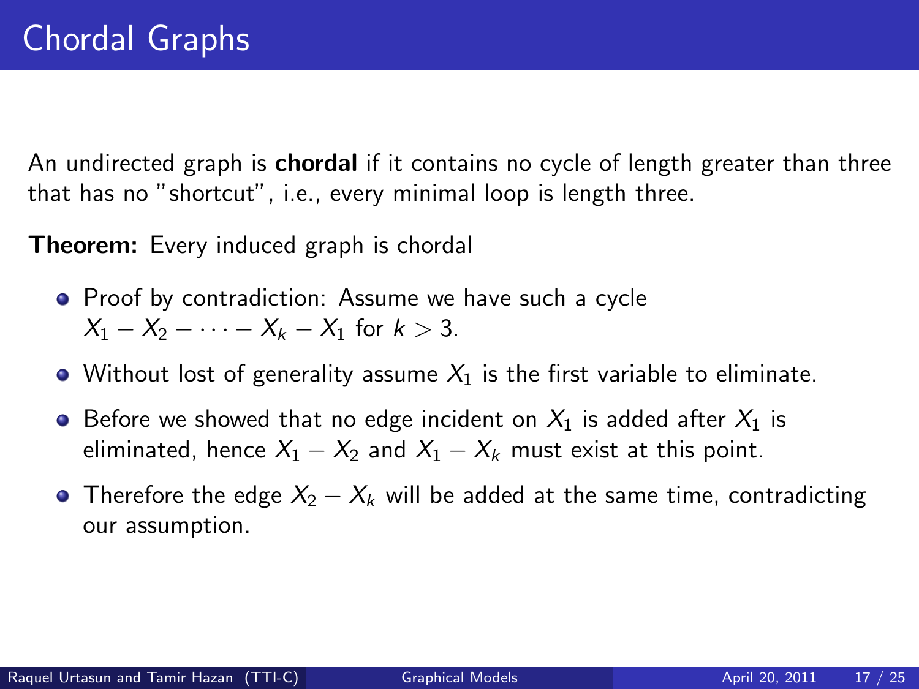# Chordal Graphs

An undirected graph is **chordal** if it contains no cycle of length greater than three that has no "shortcut", i.e., every minimal loop is length three.

**Theorem:** Every induced graph is chordal

- Proof by contradiction: Assume we have such a cycle $X_1 - X_2 - \cdots - X_k - X_1$ for $k > 3$.
- Without lost of generality assume $X_1$ is the first variable to eliminate.
- Before we showed that no edge incident on $X_1$ is added after $X_1$ is eliminated, hence $X_1 - X_2$ and $X_1 - X_k$ must exist at this point.
- Therefore the edge $X_2 - X_k$ will be added at the same time, contradicting our assumption.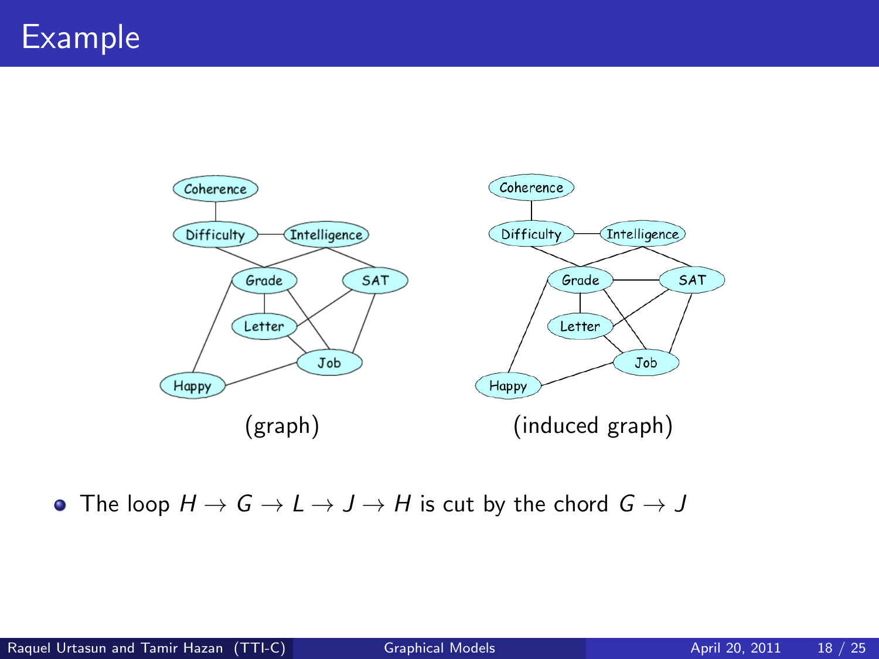# Example

(graph)

(induced graph)

- The loop $H \rightarrow G \rightarrow L \rightarrow J \rightarrow H$ is cut by the chord $G \rightarrow J$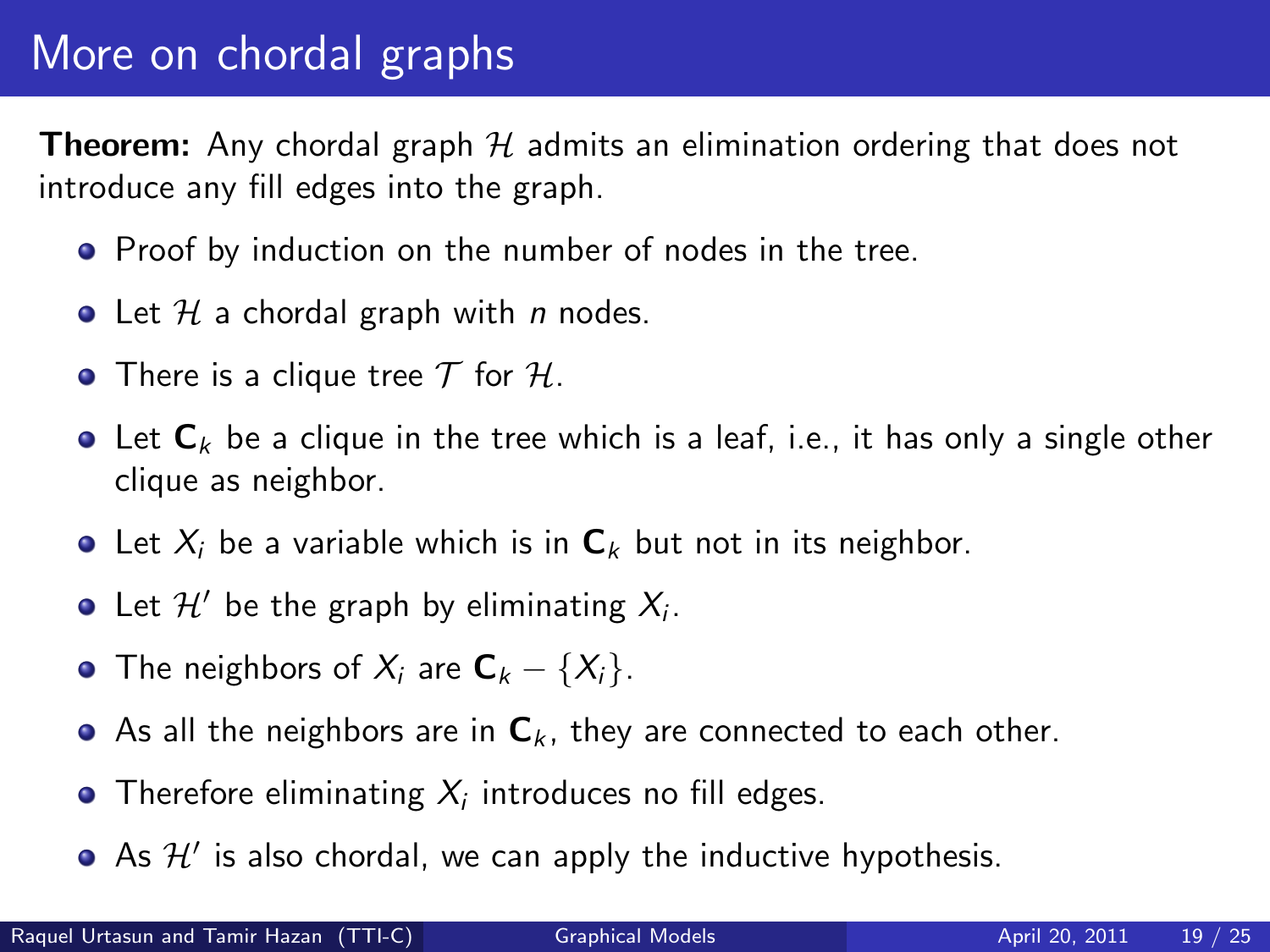# More on chordal graphs

**Theorem:** Any chordal graph $\mathcal{H}$ admits an elimination ordering that does not introduce any fill edges into the graph.

- Proof by induction on the number of nodes in the tree.
- Let $\mathcal{H}$ a chordal graph with $n$ nodes.
- There is a clique tree $\mathcal{T}$ for $\mathcal{H}$.
- Let $\mathbf{C}_k$ be a clique in the tree which is a leaf, i.e., it has only a single other clique as neighbor.
- Let $X_i$ be a variable which is in $\mathbf{C}_k$ but not in its neighbor.
- Let $\mathcal{H}'$ be the graph by eliminating $X_i$.
- The neighbors of $X_i$ are $\mathbf{C}_k - \{X_i\}$.
- As all the neighbors are in $\mathbf{C}_k$, they are connected to each other.
- Therefore eliminating $X_i$ introduces no fill edges.
- As $\mathcal{H}'$ is also chordal, we can apply the inductive hypothesis.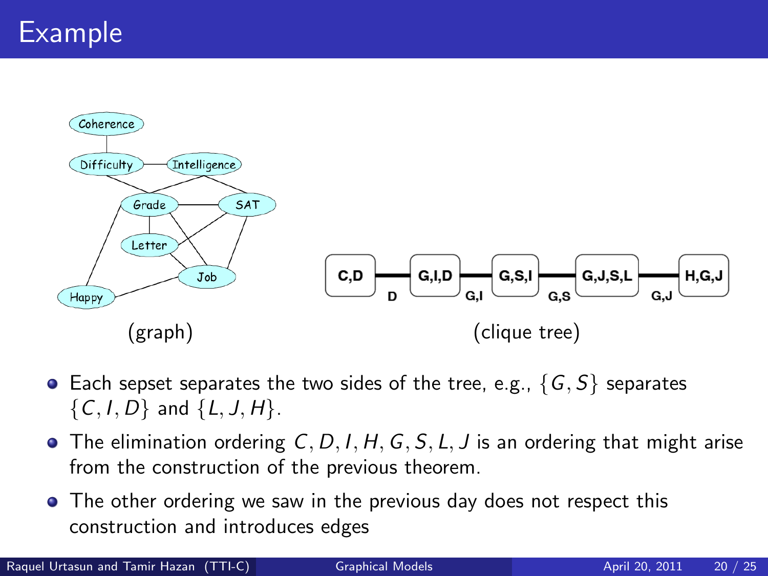# Example

(graph)

(clique tree)

- Each sepset separates the two sides of the tree, e.g., $\{G, S\}$ separates $\{C, I, D\}$ and $\{L, J, H\}$.
- The elimination ordering $C, D, I, H, G, S, L, J$ is an ordering that might arise from the construction of the previous theorem.
- The other ordering we saw in the previous day does not respect this construction and introduces edges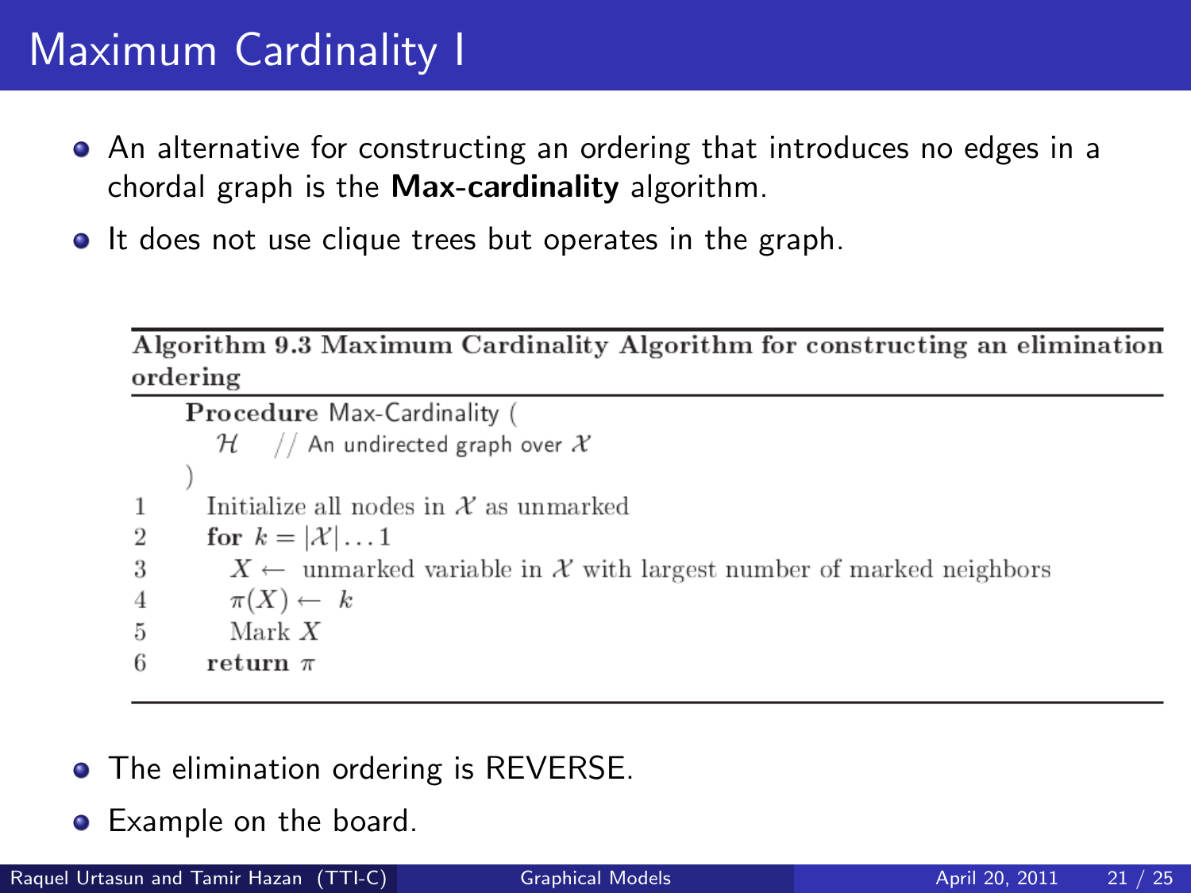# Maximum Cardinality I

- An alternative for constructing an ordering that introduces no edges in a chordal graph is the **Max-cardinality** algorithm.
- It does not use clique trees but operates in the graph.

**Algorithm 9.3 Maximum Cardinality Algorithm for constructing an elimination ordering**

```
    Procedure Max-Cardinality (
        H    // An undirected graph over X
    )
1     Initialize all nodes in X as unmarked
2     for k = |X| ... 1
3         X ← unmarked variable in X with largest number of marked neighbors
4         π(X) ← k
5         Mark X
6     return π
```

- The elimination ordering is REVERSE.
- Example on the board.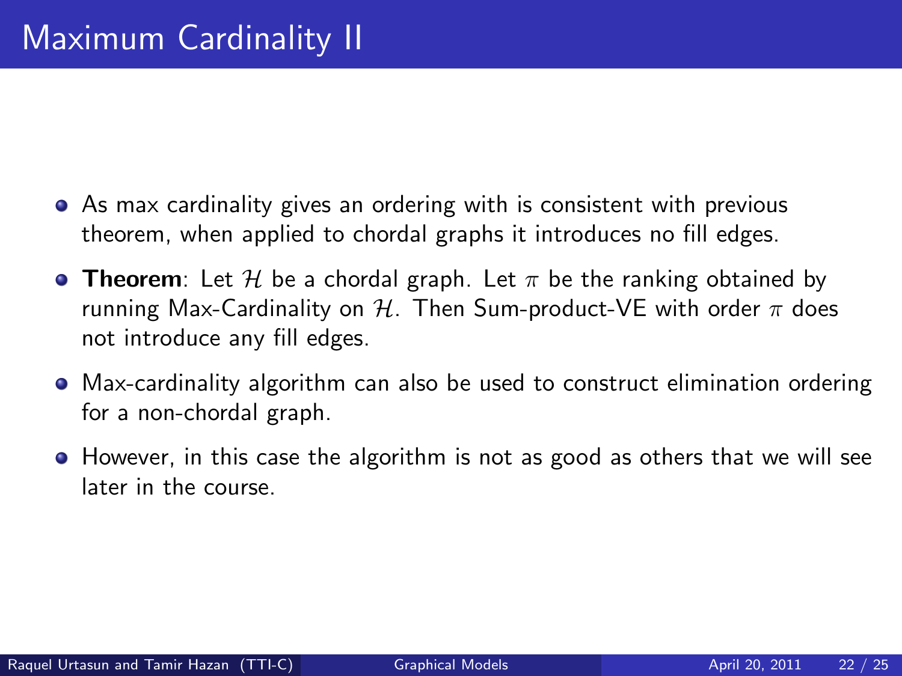# Maximum Cardinality II

- As max cardinality gives an ordering with is consistent with previous theorem, when applied to chordal graphs it introduces no fill edges.
- **Theorem**: Let $\mathcal{H}$ be a chordal graph. Let $\pi$ be the ranking obtained by running Max-Cardinality on $\mathcal{H}$. Then Sum-product-VE with order $\pi$ does not introduce any fill edges.
- Max-cardinality algorithm can also be used to construct elimination ordering for a non-chordal graph.
- However, in this case the algorithm is not as good as others that we will see later in the course.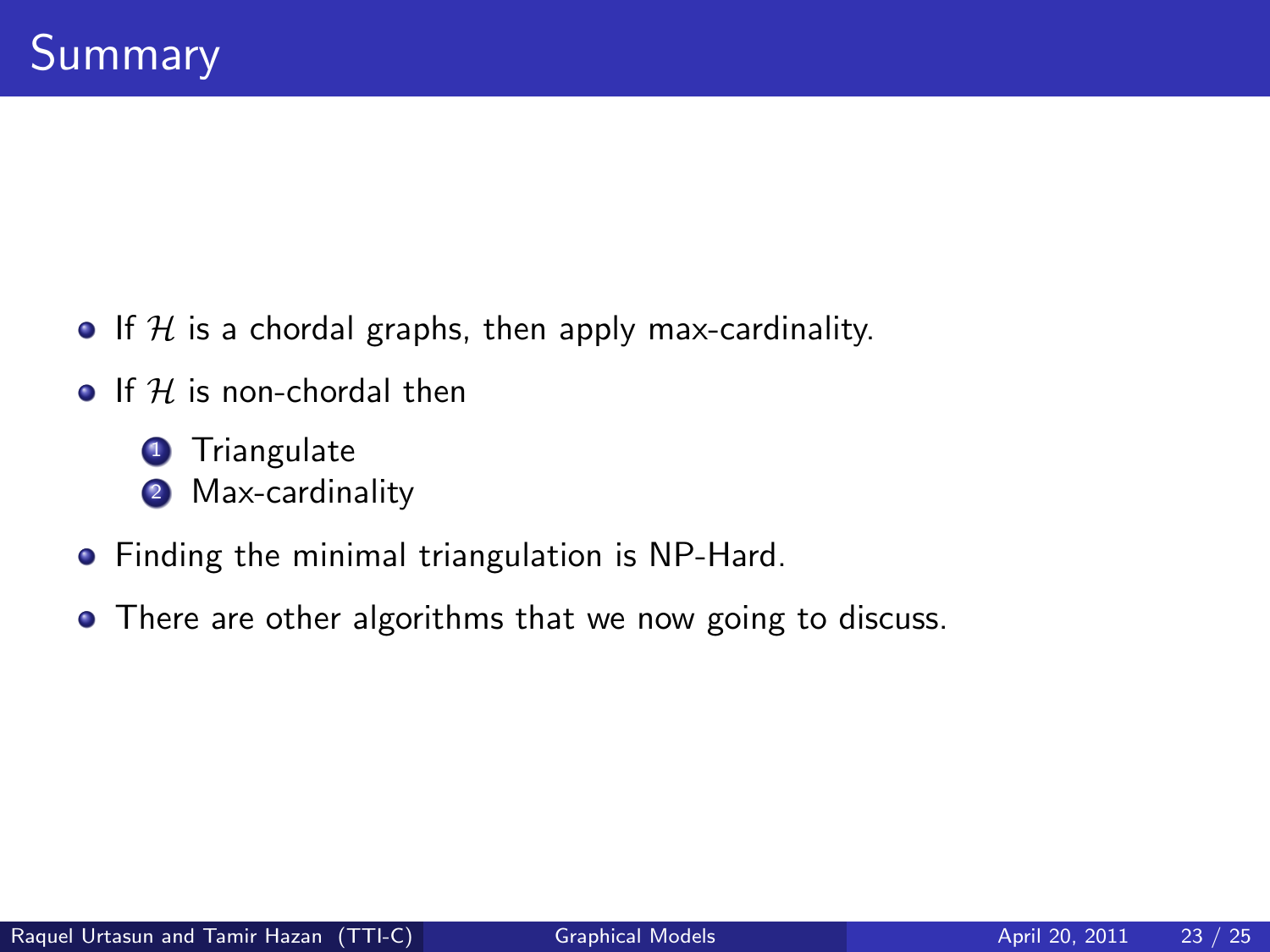# Summary

- If $\mathcal{H}$ is a chordal graphs, then apply max-cardinality.
- If $\mathcal{H}$ is non-chordal then
  1. Triangulate
  2. Max-cardinality
- Finding the minimal triangulation is NP-Hard.
- There are other algorithms that we now going to discuss.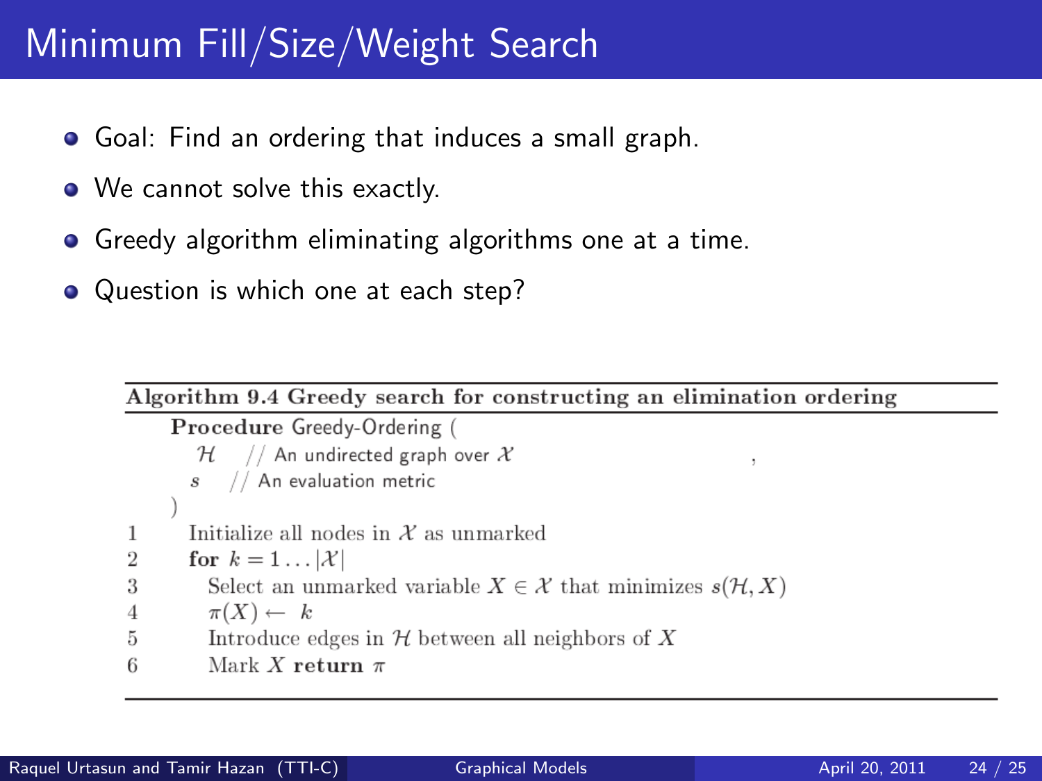# Minimum Fill/Size/Weight Search

- Goal: Find an ordering that induces a small graph.
- We cannot solve this exactly.
- Greedy algorithm eliminating algorithms one at a time.
- Question is which one at each step?

**Algorithm 9.4 Greedy search for constructing an elimination ordering**

```
    Procedure Greedy-Ordering (
       H    // An undirected graph over X
       s    // An evaluation metric
    )
1     Initialize all nodes in X as unmarked
2     for k = 1 ... |X|
3        Select an unmarked variable X ∈ X that minimizes s(H, X)
4        π(X) ← k
5        Introduce edges in H between all neighbors of X
6        Mark X return π
```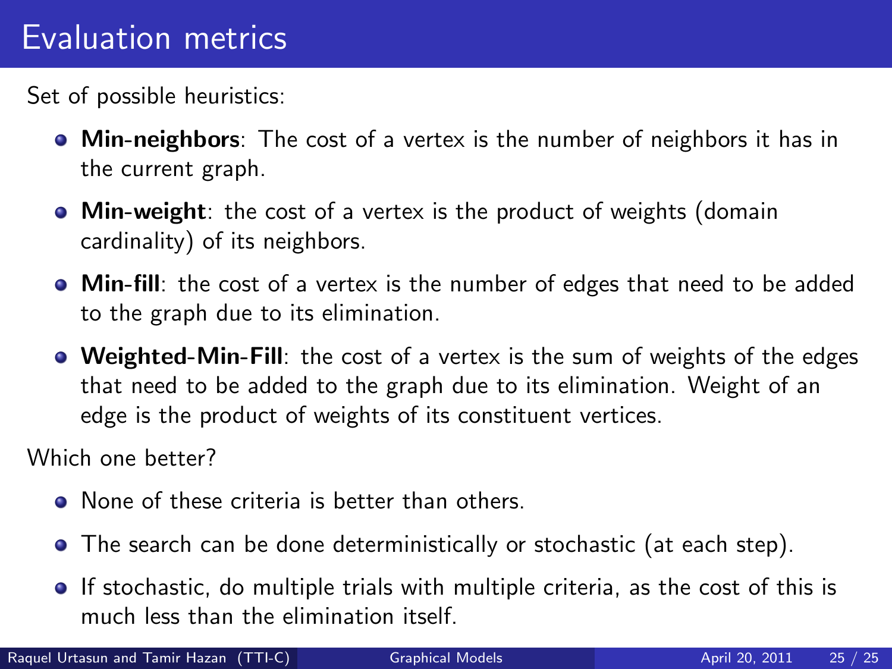# Evaluation metrics

Set of possible heuristics:

- **Min-neighbors**: The cost of a vertex is the number of neighbors it has in the current graph.
- **Min-weight**: the cost of a vertex is the product of weights (domain cardinality) of its neighbors.
- **Min-fill**: the cost of a vertex is the number of edges that need to be added to the graph due to its elimination.
- **Weighted-Min-Fill**: the cost of a vertex is the sum of weights of the edges that need to be added to the graph due to its elimination. Weight of an edge is the product of weights of its constituent vertices.

Which one better?

- None of these criteria is better than others.
- The search can be done deterministically or stochastic (at each step).
- If stochastic, do multiple trials with multiple criteria, as the cost of this is much less than the elimination itself.